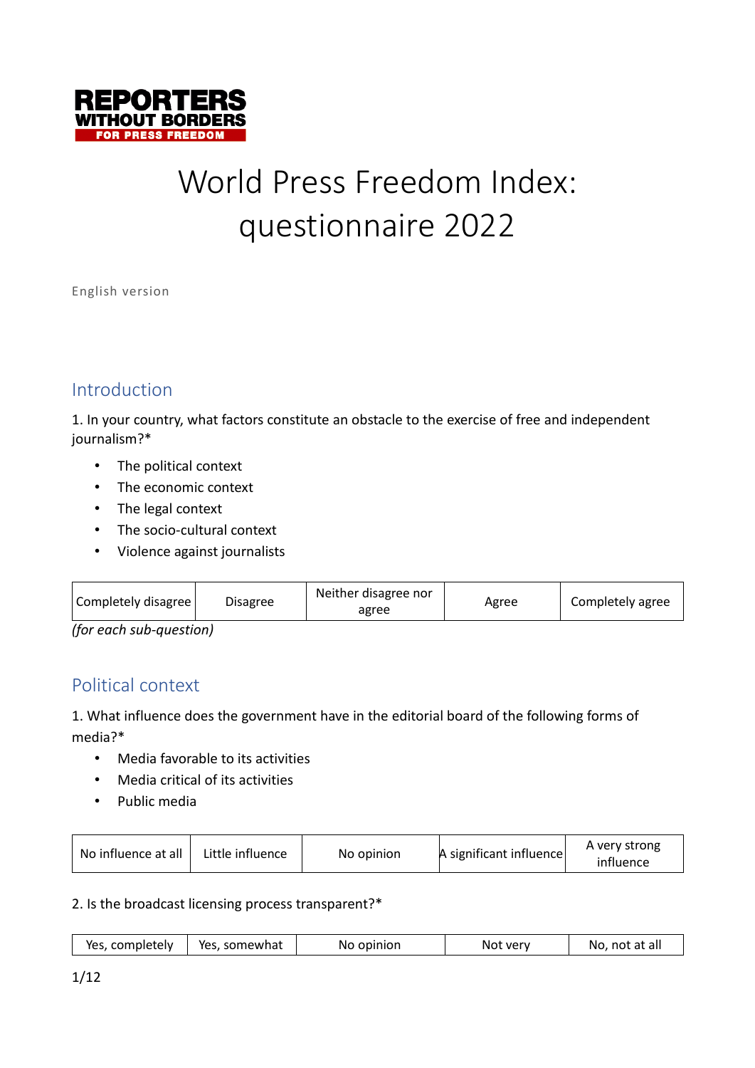REPORTERS WITHOUT BORDERS FOR PRESS FREEDOM

# World Press Freedom Index: questionnaire 2022

English version

## Introduction

1. In your country, what factors constitute an obstacle to the exercise of free and independent journalism?*

- The political context
- The economic context
- The legal context
- The socio-cultural context
- Violence against journalists

| Completely disagree | Disagree | Neither disagree nor agree | Agree | Completely agree |
|---|---|---|---|---|

*(for each sub-question)*

## Political context

1. What influence does the government have in the editorial board of the following forms of media?*

- Media favorable to its activities
- Media critical of its activities
- Public media

| No influence at all | Little influence | No opinion | A significant influence | A very strong influence |
|---|---|---|---|---|

2. Is the broadcast licensing process transparent?*

| Yes, completely | Yes, somewhat | No opinion | Not very | No, not at all |
|---|---|---|---|---|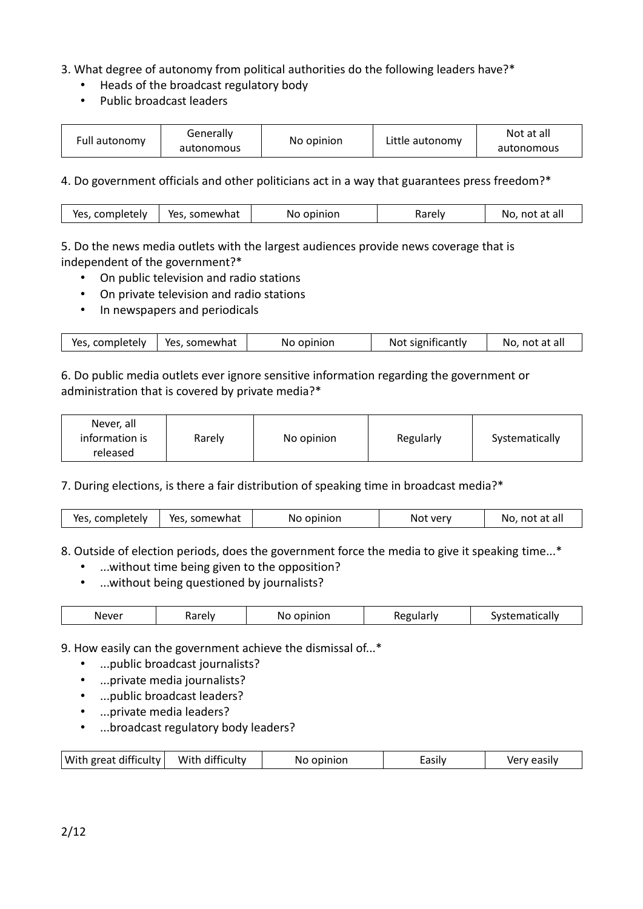3. What degree of autonomy from political authorities do the following leaders have?*
   - Heads of the broadcast regulatory body
   - Public broadcast leaders

| Full autonomy | Generally autonomous | No opinion | Little autonomy | Not at all autonomous |
|---|---|---|---|---|

4. Do government officials and other politicians act in a way that guarantees press freedom?*

| Yes, completely | Yes, somewhat | No opinion | Rarely | No, not at all |
|---|---|---|---|---|

5. Do the news media outlets with the largest audiences provide news coverage that is independent of the government?*
   - On public television and radio stations
   - On private television and radio stations
   - In newspapers and periodicals

| Yes, completely | Yes, somewhat | No opinion | Not significantly | No, not at all |
|---|---|---|---|---|

6. Do public media outlets ever ignore sensitive information regarding the government or administration that is covered by private media?*

| Never, all information is released | Rarely | No opinion | Regularly | Systematically |
|---|---|---|---|---|

7. During elections, is there a fair distribution of speaking time in broadcast media?*

| Yes, completely | Yes, somewhat | No opinion | Not very | No, not at all |
|---|---|---|---|---|

8. Outside of election periods, does the government force the media to give it speaking time...*
   - ...without time being given to the opposition?
   - ...without being questioned by journalists?

| Never | Rarely | No opinion | Regularly | Systematically |
|---|---|---|---|---|

9. How easily can the government achieve the dismissal of...*
   - ...public broadcast journalists?
   - ...private media journalists?
   - ...public broadcast leaders?
   - ...private media leaders?
   - ...broadcast regulatory body leaders?

| With great difficulty | With difficulty | No opinion | Easily | Very easily |
|---|---|---|---|---|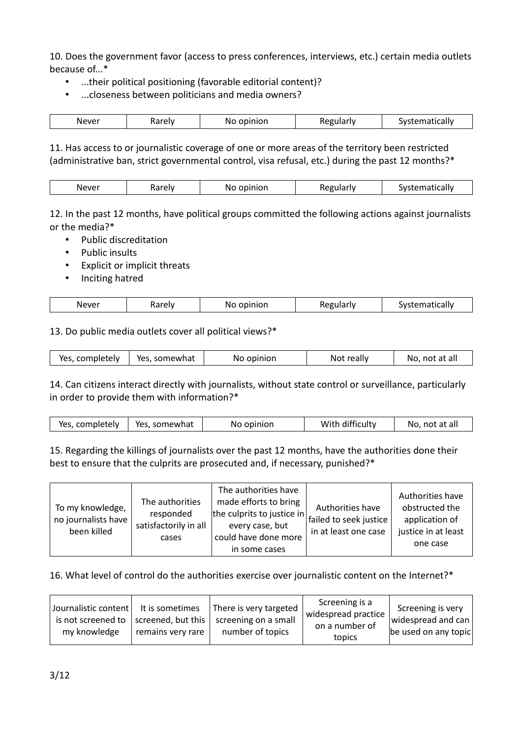10. Does the government favor (access to press conferences, interviews, etc.) certain media outlets because of...*

- ...their political positioning (favorable editorial content)?
- ...closeness between politicians and media owners?

| Never | Rarely | No opinion | Regularly | Systematically |
|---|---|---|---|---|

11. Has access to or journalistic coverage of one or more areas of the territory been restricted (administrative ban, strict governmental control, visa refusal, etc.) during the past 12 months?*

| Never | Rarely | No opinion | Regularly | Systematically |
|---|---|---|---|---|

12. In the past 12 months, have political groups committed the following actions against journalists or the media?*

- Public discreditation
- Public insults
- Explicit or implicit threats
- Inciting hatred

| Never | Rarely | No opinion | Regularly | Systematically |
|---|---|---|---|---|

13. Do public media outlets cover all political views?*

| Yes, completely | Yes, somewhat | No opinion | Not really | No, not at all |
|---|---|---|---|---|

14. Can citizens interact directly with journalists, without state control or surveillance, particularly in order to provide them with information?*

| Yes, completely | Yes, somewhat | No opinion | With difficulty | No, not at all |
|---|---|---|---|---|

15. Regarding the killings of journalists over the past 12 months, have the authorities done their best to ensure that the culprits are prosecuted and, if necessary, punished?*

| To my knowledge, no journalists have been killed | The authorities responded satisfactorily in all cases | The authorities have made efforts to bring the culprits to justice in every case, but could have done more in some cases | Authorities have failed to seek justice in at least one case | Authorities have obstructed the application of justice in at least one case |
|---|---|---|---|---|

16. What level of control do the authorities exercise over journalistic content on the Internet?*

| Journalistic content is not screened to my knowledge | It is sometimes screened, but this remains very rare | There is very targeted screening on a small number of topics | Screening is a widespread practice on a number of topics | Screening is very widespread and can be used on any topic |
|---|---|---|---|---|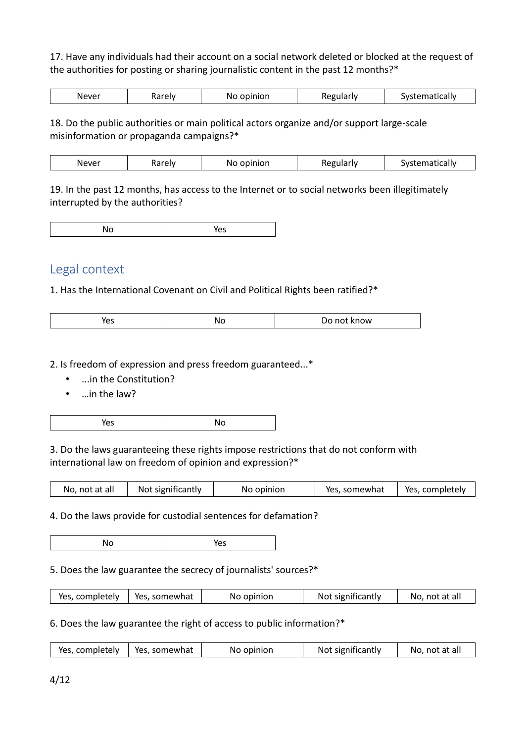17. Have any individuals had their account on a social network deleted or blocked at the request of the authorities for posting or sharing journalistic content in the past 12 months?*

| Never | Rarely | No opinion | Regularly | Systematically |
|---|---|---|---|---|

18. Do the public authorities or main political actors organize and/or support large-scale misinformation or propaganda campaigns?*

| Never | Rarely | No opinion | Regularly | Systematically |
|---|---|---|---|---|

19. In the past 12 months, has access to the Internet or to social networks been illegitimately interrupted by the authorities?

| No | Yes |
|---|---|

## Legal context

1. Has the International Covenant on Civil and Political Rights been ratified?*

| Yes | No | Do not know |
|---|---|---|

2. Is freedom of expression and press freedom guaranteed...*

- ...in the Constitution?
- …in the law?

| Yes | No |
|---|---|

3. Do the laws guaranteeing these rights impose restrictions that do not conform with international law on freedom of opinion and expression?*

| No, not at all | Not significantly | No opinion | Yes, somewhat | Yes, completely |
|---|---|---|---|---|

4. Do the laws provide for custodial sentences for defamation?

| No | Yes |
|---|---|

5. Does the law guarantee the secrecy of journalists' sources?*

| Yes, completely | Yes, somewhat | No opinion | Not significantly | No, not at all |
|---|---|---|---|---|

6. Does the law guarantee the right of access to public information?*

| Yes, completely | Yes, somewhat | No opinion | Not significantly | No, not at all |
|---|---|---|---|---|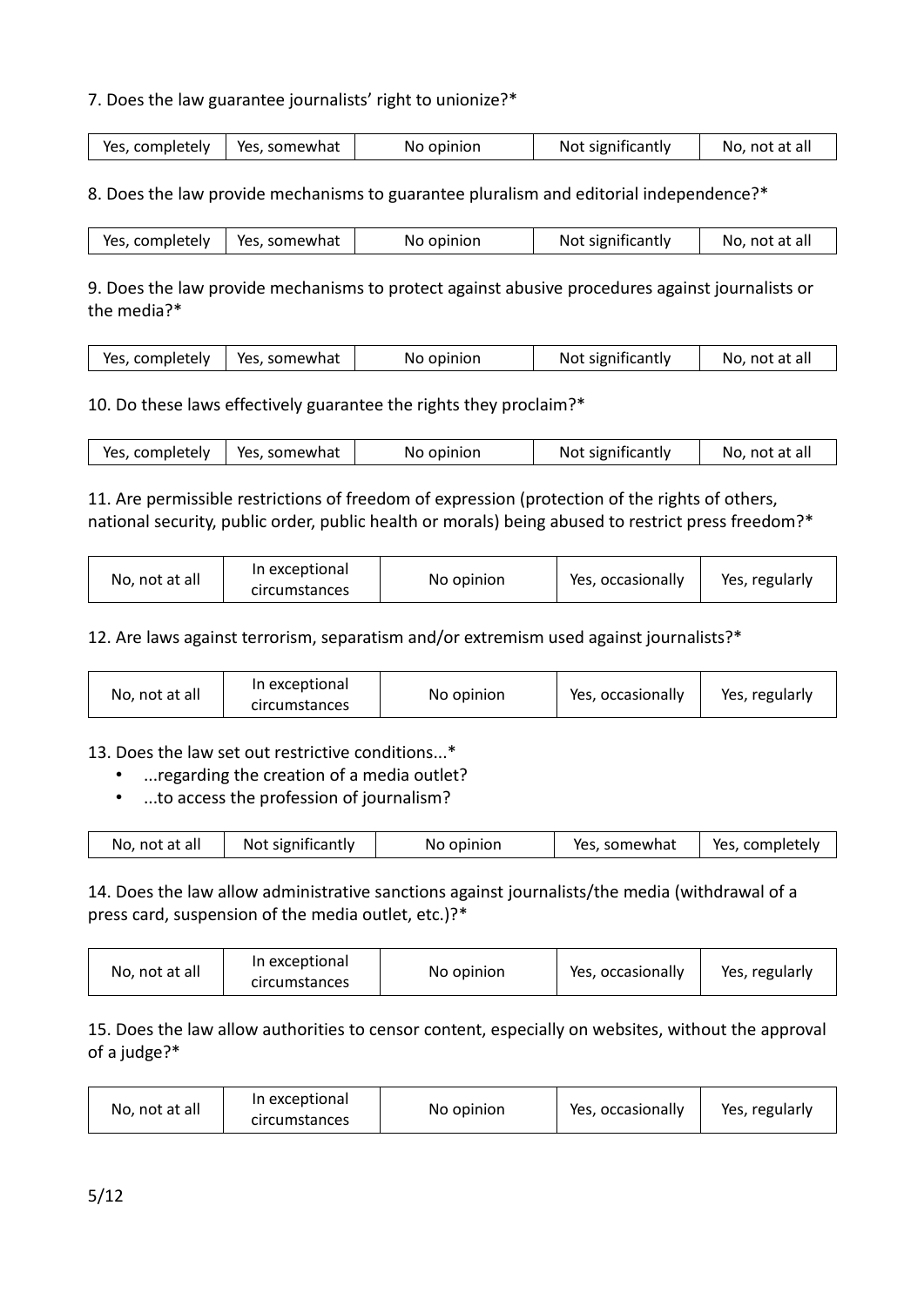7. Does the law guarantee journalists' right to unionize?*

| Yes, completely | Yes, somewhat | No opinion | Not significantly | No, not at all |
|---|---|---|---|---|

8. Does the law provide mechanisms to guarantee pluralism and editorial independence?*

| Yes, completely | Yes, somewhat | No opinion | Not significantly | No, not at all |
|---|---|---|---|---|

9. Does the law provide mechanisms to protect against abusive procedures against journalists or the media?*

| Yes, completely | Yes, somewhat | No opinion | Not significantly | No, not at all |
|---|---|---|---|---|

10. Do these laws effectively guarantee the rights they proclaim?*

| Yes, completely | Yes, somewhat | No opinion | Not significantly | No, not at all |
|---|---|---|---|---|

11. Are permissible restrictions of freedom of expression (protection of the rights of others, national security, public order, public health or morals) being abused to restrict press freedom?*

| No, not at all | In exceptional circumstances | No opinion | Yes, occasionally | Yes, regularly |
|---|---|---|---|---|

12. Are laws against terrorism, separatism and/or extremism used against journalists?*

| No, not at all | In exceptional circumstances | No opinion | Yes, occasionally | Yes, regularly |
|---|---|---|---|---|

13. Does the law set out restrictive conditions...*

- ...regarding the creation of a media outlet?
- ...to access the profession of journalism?

| No, not at all | Not significantly | No opinion | Yes, somewhat | Yes, completely |
|---|---|---|---|---|

14. Does the law allow administrative sanctions against journalists/the media (withdrawal of a press card, suspension of the media outlet, etc.)?*

| No, not at all | In exceptional circumstances | No opinion | Yes, occasionally | Yes, regularly |
|---|---|---|---|---|

15. Does the law allow authorities to censor content, especially on websites, without the approval of a judge?*

| No, not at all | In exceptional circumstances | No opinion | Yes, occasionally | Yes, regularly |
|---|---|---|---|---|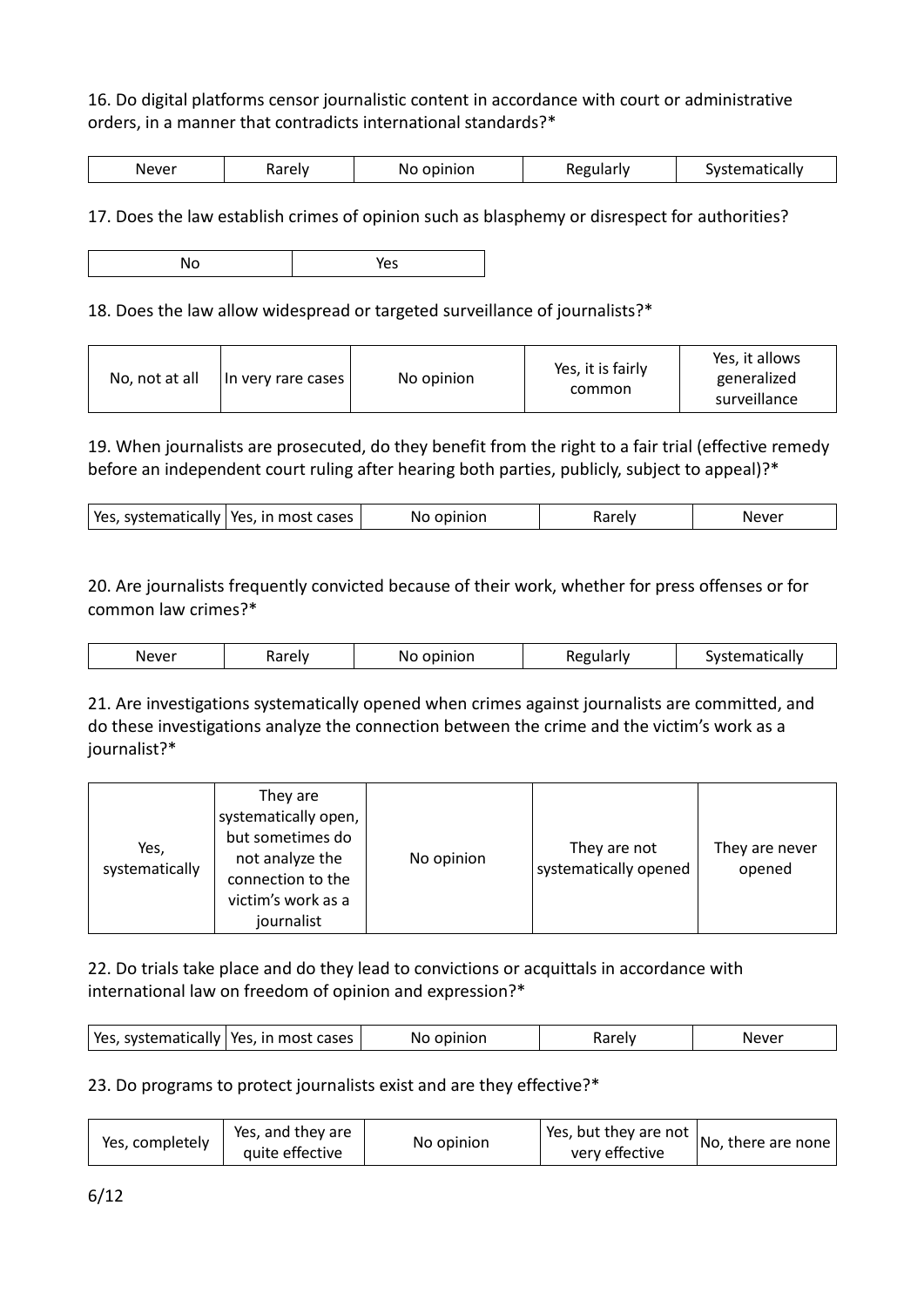16. Do digital platforms censor journalistic content in accordance with court or administrative orders, in a manner that contradicts international standards?*

| Never | Rarely | No opinion | Regularly | Systematically |
|---|---|---|---|---|

17. Does the law establish crimes of opinion such as blasphemy or disrespect for authorities?

| No | Yes |
|---|---|

18. Does the law allow widespread or targeted surveillance of journalists?*

| No, not at all | In very rare cases | No opinion | Yes, it is fairly common | Yes, it allows generalized surveillance |
|---|---|---|---|---|

19. When journalists are prosecuted, do they benefit from the right to a fair trial (effective remedy before an independent court ruling after hearing both parties, publicly, subject to appeal)?*

| Yes, systematically | Yes, in most cases | No opinion | Rarely | Never |
|---|---|---|---|---|

20. Are journalists frequently convicted because of their work, whether for press offenses or for common law crimes?*

| Never | Rarely | No opinion | Regularly | Systematically |
|---|---|---|---|---|

21. Are investigations systematically opened when crimes against journalists are committed, and do these investigations analyze the connection between the crime and the victim's work as a journalist?*

| Yes, systematically | They are systematically open, but sometimes do not analyze the connection to the victim's work as a journalist | No opinion | They are not systematically opened | They are never opened |
|---|---|---|---|---|

22. Do trials take place and do they lead to convictions or acquittals in accordance with international law on freedom of opinion and expression?*

| Yes, systematically | Yes, in most cases | No opinion | Rarely | Never |
|---|---|---|---|---|

23. Do programs to protect journalists exist and are they effective?*

| Yes, completely | Yes, and they are quite effective | No opinion | Yes, but they are not very effective | No, there are none |
|---|---|---|---|---|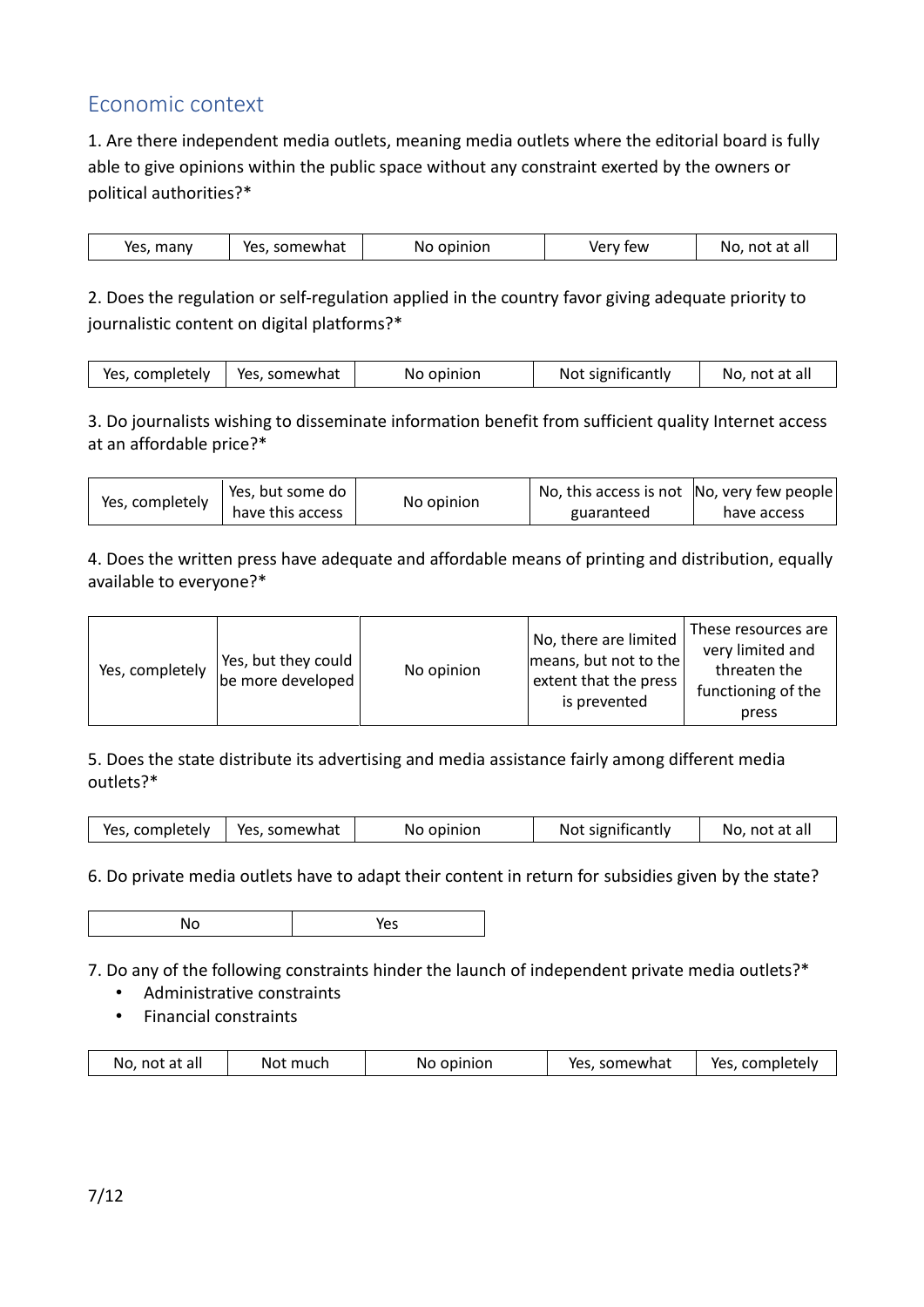## Economic context

1. Are there independent media outlets, meaning media outlets where the editorial board is fully able to give opinions within the public space without any constraint exerted by the owners or political authorities?*

| Yes, many | Yes, somewhat | No opinion | Very few | No, not at all |
|---|---|---|---|---|

2. Does the regulation or self-regulation applied in the country favor giving adequate priority to journalistic content on digital platforms?*

| Yes, completely | Yes, somewhat | No opinion | Not significantly | No, not at all |
|---|---|---|---|---|

3. Do journalists wishing to disseminate information benefit from sufficient quality Internet access at an affordable price?*

| Yes, completely | Yes, but some do have this access | No opinion | No, this access is not guaranteed | No, very few people have access |
|---|---|---|---|---|

4. Does the written press have adequate and affordable means of printing and distribution, equally available to everyone?*

| Yes, completely | Yes, but they could be more developed | No opinion | No, there are limited means, but not to the extent that the press is prevented | These resources are very limited and threaten the functioning of the press |
|---|---|---|---|---|

5. Does the state distribute its advertising and media assistance fairly among different media outlets?*

| Yes, completely | Yes, somewhat | No opinion | Not significantly | No, not at all |
|---|---|---|---|---|

6. Do private media outlets have to adapt their content in return for subsidies given by the state?

| No | Yes |
|---|---|

7. Do any of the following constraints hinder the launch of independent private media outlets?*

- Administrative constraints
- Financial constraints

| No, not at all | Not much | No opinion | Yes, somewhat | Yes, completely |
|---|---|---|---|---|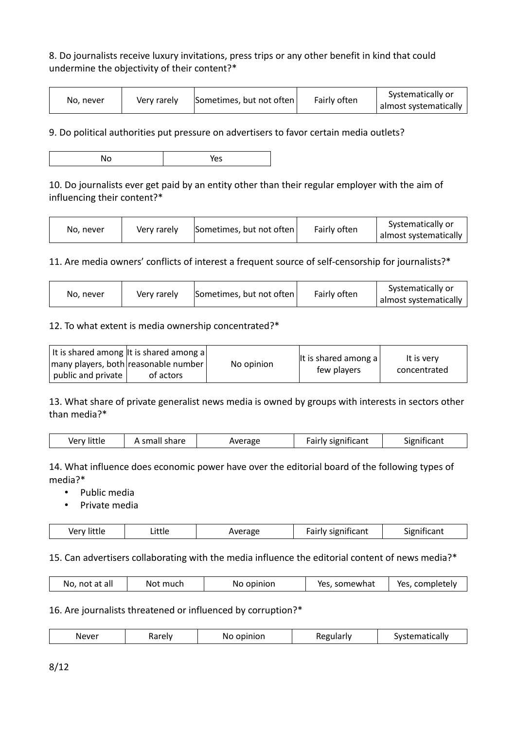8. Do journalists receive luxury invitations, press trips or any other benefit in kind that could undermine the objectivity of their content?*

| No, never | Very rarely | Sometimes, but not often | Fairly often | Systematically or almost systematically |
|---|---|---|---|---|

9. Do political authorities put pressure on advertisers to favor certain media outlets?

| No | Yes |
|---|---|

10. Do journalists ever get paid by an entity other than their regular employer with the aim of influencing their content?*

| No, never | Very rarely | Sometimes, but not often | Fairly often | Systematically or almost systematically |
|---|---|---|---|---|

11. Are media owners' conflicts of interest a frequent source of self-censorship for journalists?*

| No, never | Very rarely | Sometimes, but not often | Fairly often | Systematically or almost systematically |
|---|---|---|---|---|

12. To what extent is media ownership concentrated?*

| It is shared among many players, both public and private | It is shared among a reasonable number of actors | No opinion | It is shared among a few players | It is very concentrated |
|---|---|---|---|---|

13. What share of private generalist news media is owned by groups with interests in sectors other than media?*

| Very little | A small share | Average | Fairly significant | Significant |
|---|---|---|---|---|

14. What influence does economic power have over the editorial board of the following types of media?*

- Public media
- Private media

| Very little | Little | Average | Fairly significant | Significant |
|---|---|---|---|---|

15. Can advertisers collaborating with the media influence the editorial content of news media?*

| No, not at all | Not much | No opinion | Yes, somewhat | Yes, completely |
|---|---|---|---|---|

16. Are journalists threatened or influenced by corruption?*

| Never | Rarely | No opinion | Regularly | Systematically |
|---|---|---|---|---|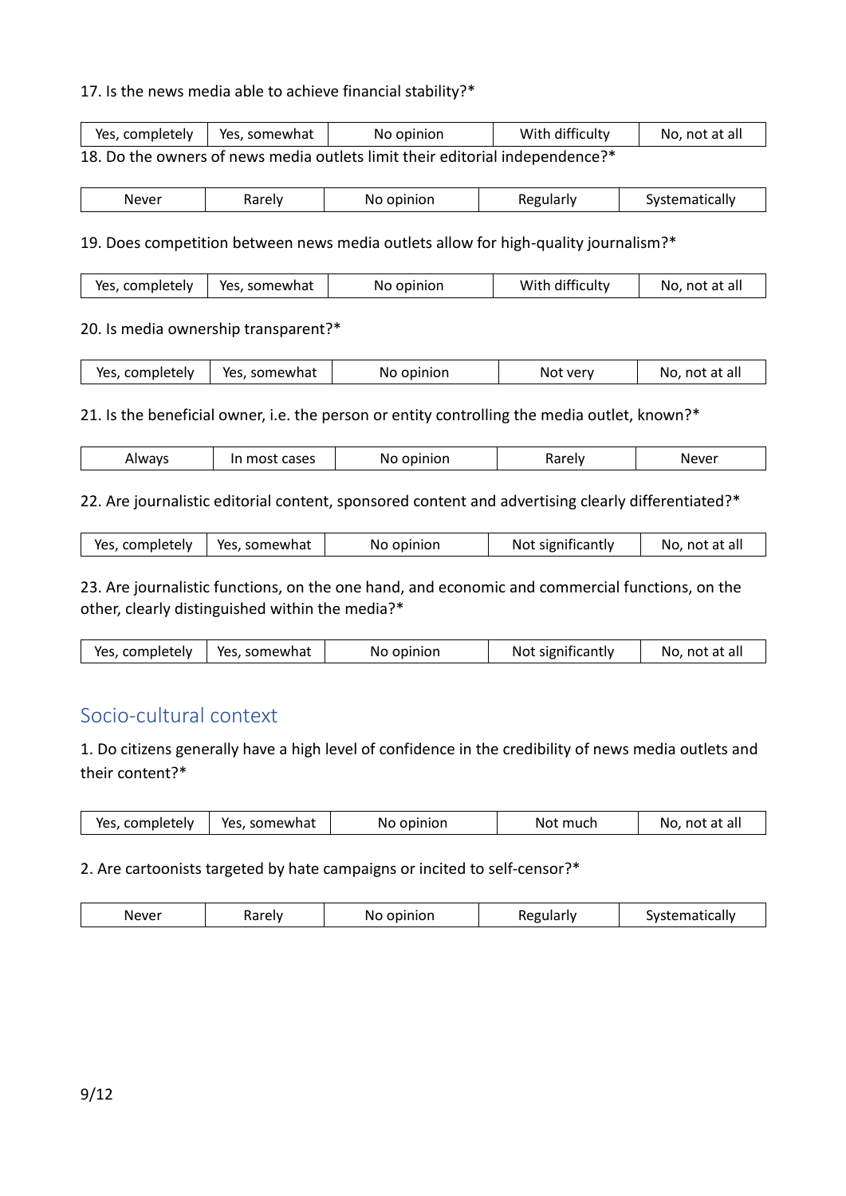17. Is the news media able to achieve financial stability?*

| Yes, completely | Yes, somewhat | No opinion | With difficulty | No, not at all |
|---|---|---|---|---|

18. Do the owners of news media outlets limit their editorial independence?*

| Never | Rarely | No opinion | Regularly | Systematically |
|---|---|---|---|---|

19. Does competition between news media outlets allow for high-quality journalism?*

| Yes, completely | Yes, somewhat | No opinion | With difficulty | No, not at all |
|---|---|---|---|---|

20. Is media ownership transparent?*

| Yes, completely | Yes, somewhat | No opinion | Not very | No, not at all |
|---|---|---|---|---|

21. Is the beneficial owner, i.e. the person or entity controlling the media outlet, known?*

| Always | In most cases | No opinion | Rarely | Never |
|---|---|---|---|---|

22. Are journalistic editorial content, sponsored content and advertising clearly differentiated?*

| Yes, completely | Yes, somewhat | No opinion | Not significantly | No, not at all |
|---|---|---|---|---|

23. Are journalistic functions, on the one hand, and economic and commercial functions, on the other, clearly distinguished within the media?*

| Yes, completely | Yes, somewhat | No opinion | Not significantly | No, not at all |
|---|---|---|---|---|

## Socio-cultural context

1. Do citizens generally have a high level of confidence in the credibility of news media outlets and their content?*

| Yes, completely | Yes, somewhat | No opinion | Not much | No, not at all |
|---|---|---|---|---|

2. Are cartoonists targeted by hate campaigns or incited to self-censor?*

| Never | Rarely | No opinion | Regularly | Systematically |
|---|---|---|---|---|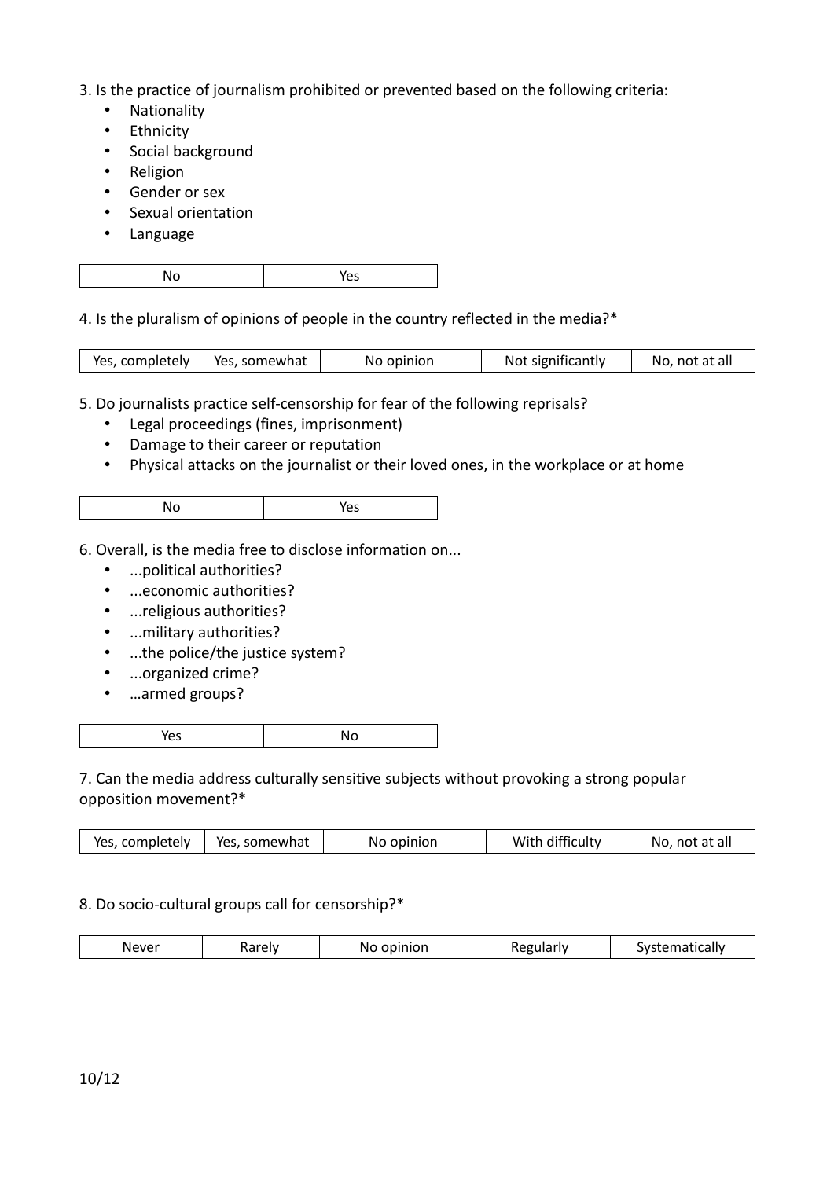3. Is the practice of journalism prohibited or prevented based on the following criteria:
   - Nationality
   - Ethnicity
   - Social background
   - Religion
   - Gender or sex
   - Sexual orientation
   - Language

| No | Yes |
|---|---|

4. Is the pluralism of opinions of people in the country reflected in the media?*

| Yes, completely | Yes, somewhat | No opinion | Not significantly | No, not at all |
|---|---|---|---|---|

5. Do journalists practice self-censorship for fear of the following reprisals?
   - Legal proceedings (fines, imprisonment)
   - Damage to their career or reputation
   - Physical attacks on the journalist or their loved ones, in the workplace or at home

| No | Yes |
|---|---|

6. Overall, is the media free to disclose information on...
   - ...political authorities?
   - ...economic authorities?
   - ...religious authorities?
   - ...military authorities?
   - ...the police/the justice system?
   - ...organized crime?
   - …armed groups?

| Yes | No |
|---|---|

7. Can the media address culturally sensitive subjects without provoking a strong popular opposition movement?*

| Yes, completely | Yes, somewhat | No opinion | With difficulty | No, not at all |
|---|---|---|---|---|

8. Do socio-cultural groups call for censorship?*

| Never | Rarely | No opinion | Regularly | Systematically |
|---|---|---|---|---|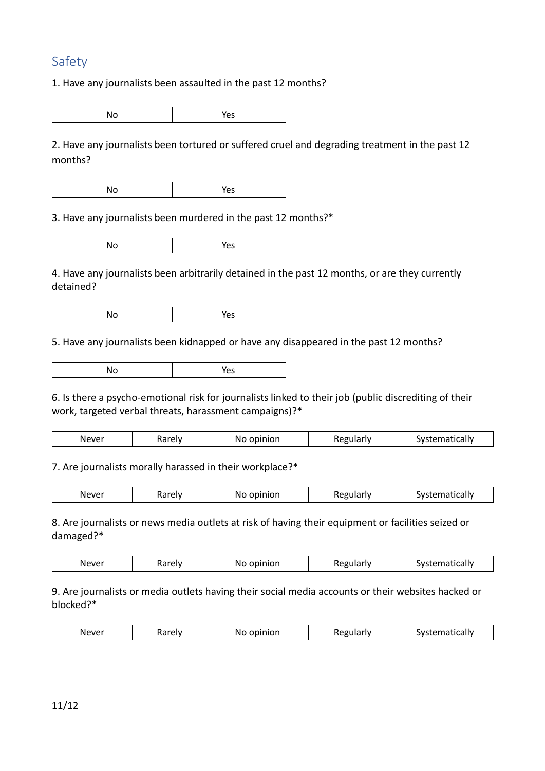## Safety

1. Have any journalists been assaulted in the past 12 months?

| No | Yes |
|---|---|

2. Have any journalists been tortured or suffered cruel and degrading treatment in the past 12 months?

| No | Yes |
|---|---|

3. Have any journalists been murdered in the past 12 months?*

| No | Yes |
|---|---|

4. Have any journalists been arbitrarily detained in the past 12 months, or are they currently detained?

| No | Yes |
|---|---|

5. Have any journalists been kidnapped or have any disappeared in the past 12 months?

| No | Yes |
|---|---|

6. Is there a psycho-emotional risk for journalists linked to their job (public discrediting of their work, targeted verbal threats, harassment campaigns)?*

| Never | Rarely | No opinion | Regularly | Systematically |
|---|---|---|---|---|

7. Are journalists morally harassed in their workplace?*

| Never | Rarely | No opinion | Regularly | Systematically |
|---|---|---|---|---|

8. Are journalists or news media outlets at risk of having their equipment or facilities seized or damaged?*

| Never | Rarely | No opinion | Regularly | Systematically |
|---|---|---|---|---|

9. Are journalists or media outlets having their social media accounts or their websites hacked or blocked?*

| Never | Rarely | No opinion | Regularly | Systematically |
|---|---|---|---|---|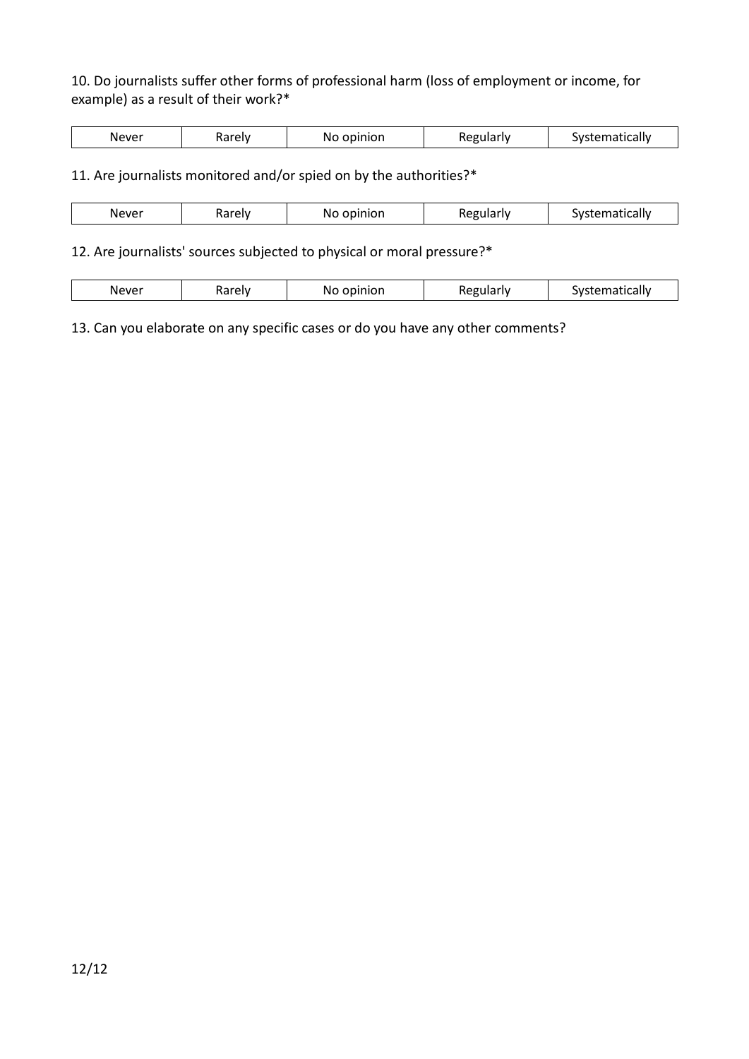10. Do journalists suffer other forms of professional harm (loss of employment or income, for example) as a result of their work?*

| | | | | |
|---|---|---|---|---|
| Never | Rarely | No opinion | Regularly | Systematically |

11. Are journalists monitored and/or spied on by the authorities?*

| | | | | |
|---|---|---|---|---|
| Never | Rarely | No opinion | Regularly | Systematically |

12. Are journalists' sources subjected to physical or moral pressure?*

| | | | | |
|---|---|---|---|---|
| Never | Rarely | No opinion | Regularly | Systematically |

13. Can you elaborate on any specific cases or do you have any other comments?